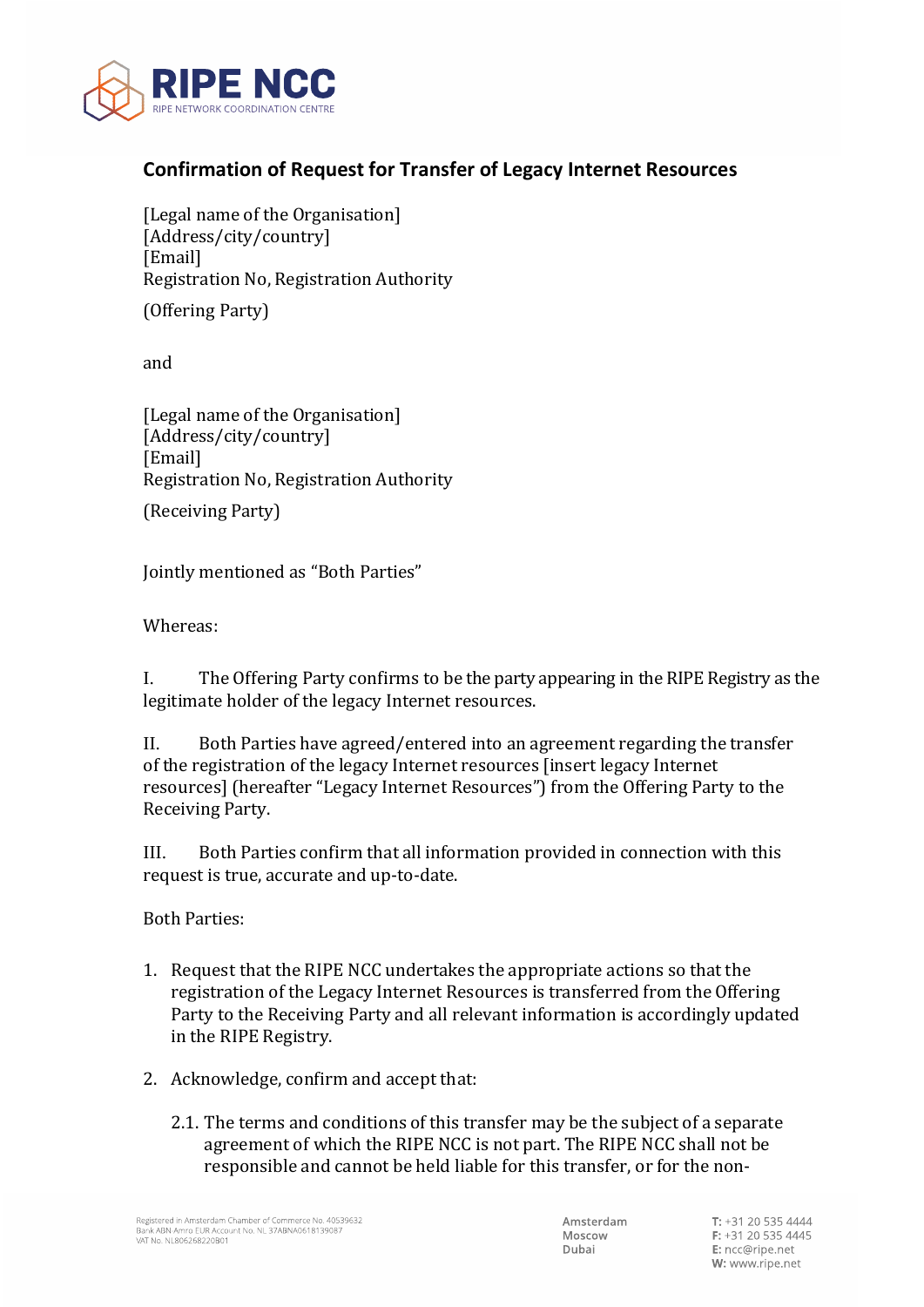## Confirmation of Request for Transfer of Legacy Internet Resources

[Legal name of the Organisation]
[Address/city/country]
[Email]
Registration No, Registration Authority

(Offering Party)

and

[Legal name of the Organisation]
[Address/city/country]
[Email]
Registration No, Registration Authority

(Receiving Party)

Jointly mentioned as "Both Parties"

Whereas:

I. The Offering Party confirms to be the party appearing in the RIPE Registry as the legitimate holder of the legacy Internet resources.

II. Both Parties have agreed/entered into an agreement regarding the transfer of the registration of the legacy Internet resources [insert legacy Internet resources] (hereafter "Legacy Internet Resources") from the Offering Party to the Receiving Party.

III. Both Parties confirm that all information provided in connection with this request is true, accurate and up-to-date.

Both Parties:

1. Request that the RIPE NCC undertakes the appropriate actions so that the registration of the Legacy Internet Resources is transferred from the Offering Party to the Receiving Party and all relevant information is accordingly updated in the RIPE Registry.

2. Acknowledge, confirm and accept that:

   2.1. The terms and conditions of this transfer may be the subject of a separate agreement of which the RIPE NCC is not part. The RIPE NCC shall not be responsible and cannot be held liable for this transfer, or for the non-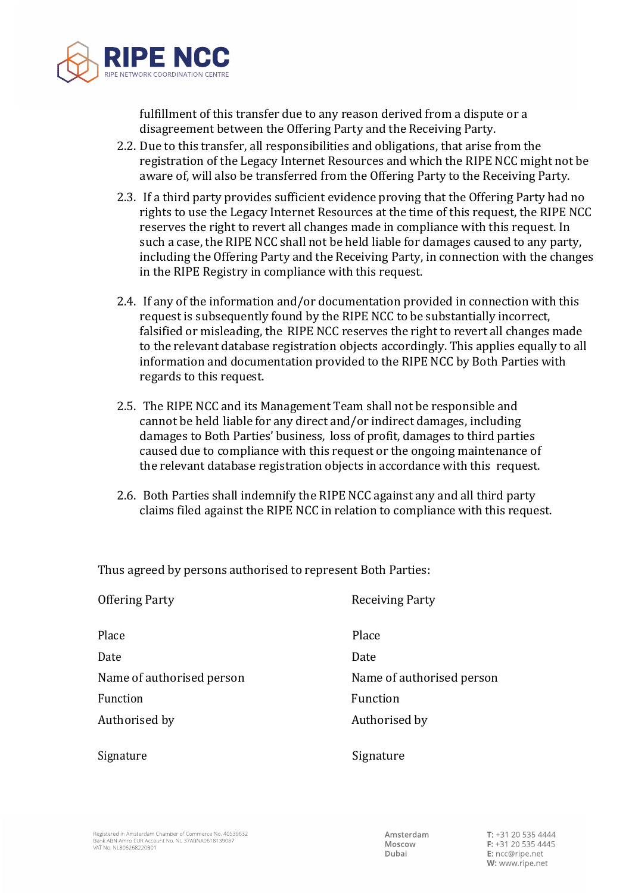fulfillment of this transfer due to any reason derived from a dispute or a disagreement between the Offering Party and the Receiving Party.

2.2. Due to this transfer, all responsibilities and obligations, that arise from the registration of the Legacy Internet Resources and which the RIPE NCC might not be aware of, will also be transferred from the Offering Party to the Receiving Party.

2.3. If a third party provides sufficient evidence proving that the Offering Party had no rights to use the Legacy Internet Resources at the time of this request, the RIPE NCC reserves the right to revert all changes made in compliance with this request. In such a case, the RIPE NCC shall not be held liable for damages caused to any party, including the Offering Party and the Receiving Party, in connection with the changes in the RIPE Registry in compliance with this request.

2.4. If any of the information and/or documentation provided in connection with this request is subsequently found by the RIPE NCC to be substantially incorrect, falsified or misleading, the RIPE NCC reserves the right to revert all changes made to the relevant database registration objects accordingly. This applies equally to all information and documentation provided to the RIPE NCC by Both Parties with regards to this request.

2.5. The RIPE NCC and its Management Team shall not be responsible and cannot be held liable for any direct and/or indirect damages, including damages to Both Parties' business, loss of profit, damages to third parties caused due to compliance with this request or the ongoing maintenance of the relevant database registration objects in accordance with this request.

2.6. Both Parties shall indemnify the RIPE NCC against any and all third party claims filed against the RIPE NCC in relation to compliance with this request.

Thus agreed by persons authorised to represent Both Parties:

| Offering Party | Receiving Party |
| --- | --- |
| Place | Place |
| Date | Date |
| Name of authorised person | Name of authorised person |
| Function | Function |
| Authorised by | Authorised by |
| Signature | Signature |